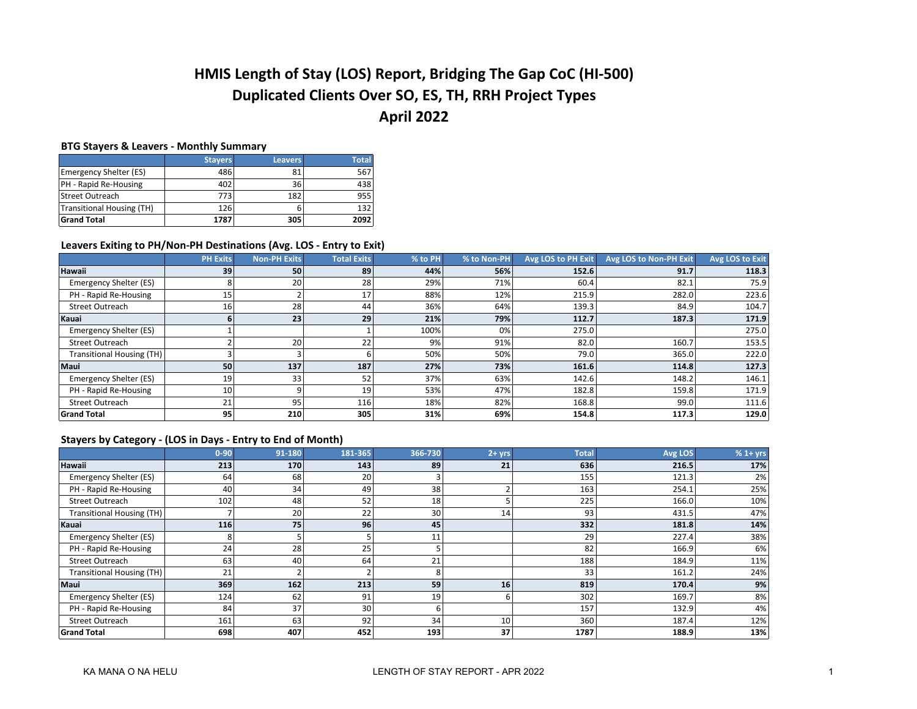# HMIS Length of Stay (LOS) Report, Bridging The Gap CoC (HI-500)
# Duplicated Clients Over SO, ES, TH, RRH Project Types
# April 2022

### BTG Stayers & Leavers - Monthly Summary

| | Stayers | Leavers | Total |
|---|---|---|---|
| Emergency Shelter (ES) | 486 | 81 | 567 |
| PH - Rapid Re-Housing | 402 | 36 | 438 |
| Street Outreach | 773 | 182 | 955 |
| Transitional Housing (TH) | 126 | 6 | 132 |
| **Grand Total** | **1787** | **305** | **2092** |

### Leavers Exiting to PH/Non-PH Destinations (Avg. LOS - Entry to Exit)

| | PH Exits | Non-PH Exits | Total Exits | % to PH | % to Non-PH | Avg LOS to PH Exit | Avg LOS to Non-PH Exit | Avg LOS to Exit |
|---|---|---|---|---|---|---|---|---|
| **Hawaii** | **39** | **50** | **89** | **44%** | **56%** | **152.6** | **91.7** | **118.3** |
| Emergency Shelter (ES) | 8 | 20 | 28 | 29% | 71% | 60.4 | 82.1 | 75.9 |
| PH - Rapid Re-Housing | 15 | 2 | 17 | 88% | 12% | 215.9 | 282.0 | 223.6 |
| Street Outreach | 16 | 28 | 44 | 36% | 64% | 139.3 | 84.9 | 104.7 |
| **Kauai** | **6** | **23** | **29** | **21%** | **79%** | **112.7** | **187.3** | **171.9** |
| Emergency Shelter (ES) | 1 | | 1 | 100% | 0% | 275.0 | | 275.0 |
| Street Outreach | 2 | 20 | 22 | 9% | 91% | 82.0 | 160.7 | 153.5 |
| Transitional Housing (TH) | 3 | 3 | 6 | 50% | 50% | 79.0 | 365.0 | 222.0 |
| **Maui** | **50** | **137** | **187** | **27%** | **73%** | **161.6** | **114.8** | **127.3** |
| Emergency Shelter (ES) | 19 | 33 | 52 | 37% | 63% | 142.6 | 148.2 | 146.1 |
| PH - Rapid Re-Housing | 10 | 9 | 19 | 53% | 47% | 182.8 | 159.8 | 171.9 |
| Street Outreach | 21 | 95 | 116 | 18% | 82% | 168.8 | 99.0 | 111.6 |
| **Grand Total** | **95** | **210** | **305** | **31%** | **69%** | **154.8** | **117.3** | **129.0** |

### Stayers by Category - (LOS in Days - Entry to End of Month)

| | 0-90 | 91-180 | 181-365 | 366-730 | 2+ yrs | Total | Avg LOS | % 1+ yrs |
|---|---|---|---|---|---|---|---|---|
| **Hawaii** | **213** | **170** | **143** | **89** | **21** | **636** | **216.5** | **17%** |
| Emergency Shelter (ES) | 64 | 68 | 20 | 3 | | 155 | 121.3 | 2% |
| PH - Rapid Re-Housing | 40 | 34 | 49 | 38 | 2 | 163 | 254.1 | 25% |
| Street Outreach | 102 | 48 | 52 | 18 | 5 | 225 | 166.0 | 10% |
| Transitional Housing (TH) | 7 | 20 | 22 | 30 | 14 | 93 | 431.5 | 47% |
| **Kauai** | **116** | **75** | **96** | **45** | | **332** | **181.8** | **14%** |
| Emergency Shelter (ES) | 8 | 5 | 5 | 11 | | 29 | 227.4 | 38% |
| PH - Rapid Re-Housing | 24 | 28 | 25 | 5 | | 82 | 166.9 | 6% |
| Street Outreach | 63 | 40 | 64 | 21 | | 188 | 184.9 | 11% |
| Transitional Housing (TH) | 21 | 2 | 2 | 8 | | 33 | 161.2 | 24% |
| **Maui** | **369** | **162** | **213** | **59** | **16** | **819** | **170.4** | **9%** |
| Emergency Shelter (ES) | 124 | 62 | 91 | 19 | 6 | 302 | 169.7 | 8% |
| PH - Rapid Re-Housing | 84 | 37 | 30 | 6 | | 157 | 132.9 | 4% |
| Street Outreach | 161 | 63 | 92 | 34 | 10 | 360 | 187.4 | 12% |
| **Grand Total** | **698** | **407** | **452** | **193** | **37** | **1787** | **188.9** | **13%** |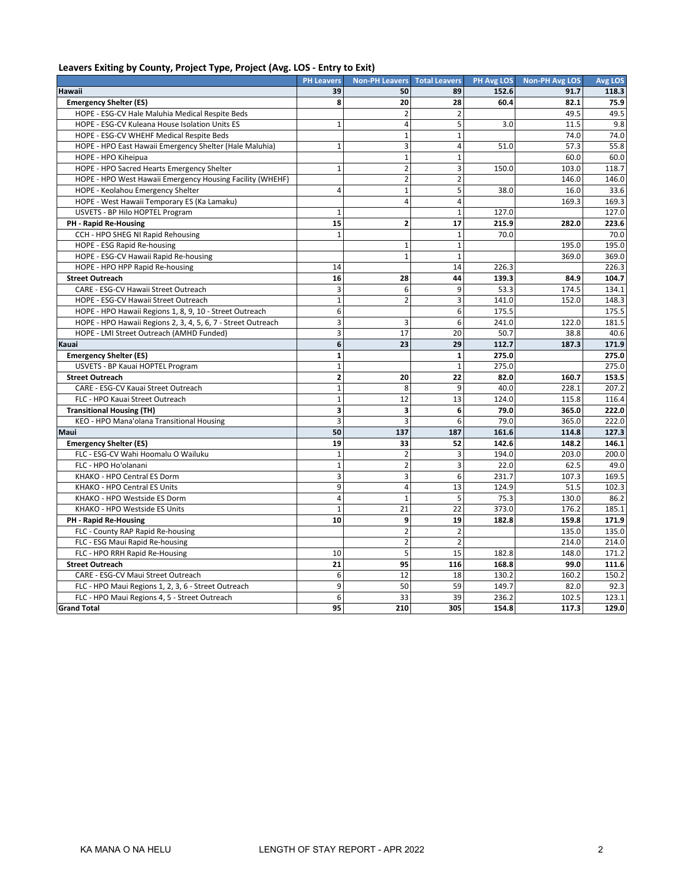## Leavers Exiting by County, Project Type, Project (Avg. LOS - Entry to Exit)

| | PH Leavers | Non-PH Leavers | Total Leavers | PH Avg LOS | Non-PH Avg LOS | Avg LOS |
|---|---|---|---|---|---|---|
| **Hawaii** | **39** | **50** | **89** | **152.6** | **91.7** | **118.3** |
| **Emergency Shelter (ES)** | **8** | **20** | **28** | **60.4** | **82.1** | **75.9** |
| HOPE - ESG-CV Hale Maluhia Medical Respite Beds | | 2 | 2 | | 49.5 | 49.5 |
| HOPE - ESG-CV Kuleana House Isolation Units ES | 1 | 4 | 5 | 3.0 | 11.5 | 9.8 |
| HOPE - ESG-CV WHEHF Medical Respite Beds | | 1 | 1 | | 74.0 | 74.0 |
| HOPE - HPO East Hawaii Emergency Shelter (Hale Maluhia) | 1 | 3 | 4 | 51.0 | 57.3 | 55.8 |
| HOPE - HPO Kiheipua | | 1 | 1 | | 60.0 | 60.0 |
| HOPE - HPO Sacred Hearts Emergency Shelter | 1 | 2 | 3 | 150.0 | 103.0 | 118.7 |
| HOPE - HPO West Hawaii Emergency Housing Facility (WHEHF) | | 2 | 2 | | 146.0 | 146.0 |
| HOPE - Keolahou Emergency Shelter | 4 | 1 | 5 | 38.0 | 16.0 | 33.6 |
| HOPE - West Hawaii Temporary ES (Ka Lamaku) | | 4 | 4 | | 169.3 | 169.3 |
| USVETS - BP Hilo HOPTEL Program | 1 | | 1 | 127.0 | | 127.0 |
| **PH - Rapid Re-Housing** | **15** | **2** | **17** | **215.9** | **282.0** | **223.6** |
| CCH - HPO SHEG NI Rapid Rehousing | 1 | | 1 | 70.0 | | 70.0 |
| HOPE - ESG Rapid Re-housing | | 1 | 1 | | 195.0 | 195.0 |
| HOPE - ESG-CV Hawaii Rapid Re-housing | | 1 | 1 | | 369.0 | 369.0 |
| HOPE - HPO HPP Rapid Re-housing | 14 | | 14 | 226.3 | | 226.3 |
| **Street Outreach** | **16** | **28** | **44** | **139.3** | **84.9** | **104.7** |
| CARE - ESG-CV Hawaii Street Outreach | 3 | 6 | 9 | 53.3 | 174.5 | 134.1 |
| HOPE - ESG-CV Hawaii Street Outreach | 1 | 2 | 3 | 141.0 | 152.0 | 148.3 |
| HOPE - HPO Hawaii Regions 1, 8, 9, 10 - Street Outreach | 6 | | 6 | 175.5 | | 175.5 |
| HOPE - HPO Hawaii Regions 2, 3, 4, 5, 6, 7 - Street Outreach | 3 | 3 | 6 | 241.0 | 122.0 | 181.5 |
| HOPE - LMI Street Outreach (AMHD Funded) | 3 | 17 | 20 | 50.7 | 38.8 | 40.6 |
| **Kauai** | **6** | **23** | **29** | **112.7** | **187.3** | **171.9** |
| **Emergency Shelter (ES)** | **1** | | **1** | **275.0** | | **275.0** |
| USVETS - BP Kauai HOPTEL Program | 1 | | 1 | 275.0 | | 275.0 |
| **Street Outreach** | **2** | **20** | **22** | **82.0** | **160.7** | **153.5** |
| CARE - ESG-CV Kauai Street Outreach | 1 | 8 | 9 | 40.0 | 228.1 | 207.2 |
| FLC - HPO Kauai Street Outreach | 1 | 12 | 13 | 124.0 | 115.8 | 116.4 |
| **Transitional Housing (TH)** | **3** | **3** | **6** | **79.0** | **365.0** | **222.0** |
| KEO - HPO Mana'olana Transitional Housing | 3 | 3 | 6 | 79.0 | 365.0 | 222.0 |
| **Maui** | **50** | **137** | **187** | **161.6** | **114.8** | **127.3** |
| **Emergency Shelter (ES)** | **19** | **33** | **52** | **142.6** | **148.2** | **146.1** |
| FLC - ESG-CV Wahi Hoomalu O Wailuku | 1 | 2 | 3 | 194.0 | 203.0 | 200.0 |
| FLC - HPO Ho'olanani | 1 | 2 | 3 | 22.0 | 62.5 | 49.0 |
| KHAKO - HPO Central ES Dorm | 3 | 3 | 6 | 231.7 | 107.3 | 169.5 |
| KHAKO - HPO Central ES Units | 9 | 4 | 13 | 124.9 | 51.5 | 102.3 |
| KHAKO - HPO Westside ES Dorm | 4 | 1 | 5 | 75.3 | 130.0 | 86.2 |
| KHAKO - HPO Westside ES Units | 1 | 21 | 22 | 373.0 | 176.2 | 185.1 |
| **PH - Rapid Re-Housing** | **10** | **9** | **19** | **182.8** | **159.8** | **171.9** |
| FLC - County RAP Rapid Re-housing | | 2 | 2 | | 135.0 | 135.0 |
| FLC - ESG Maui Rapid Re-housing | | 2 | 2 | | 214.0 | 214.0 |
| FLC - HPO RRH Rapid Re-Housing | 10 | 5 | 15 | 182.8 | 148.0 | 171.2 |
| **Street Outreach** | **21** | **95** | **116** | **168.8** | **99.0** | **111.6** |
| CARE - ESG-CV Maui Street Outreach | 6 | 12 | 18 | 130.2 | 160.2 | 150.2 |
| FLC - HPO Maui Regions 1, 2, 3, 6 - Street Outreach | 9 | 50 | 59 | 149.7 | 82.0 | 92.3 |
| FLC - HPO Maui Regions 4, 5 - Street Outreach | 6 | 33 | 39 | 236.2 | 102.5 | 123.1 |
| **Grand Total** | **95** | **210** | **305** | **154.8** | **117.3** | **129.0** |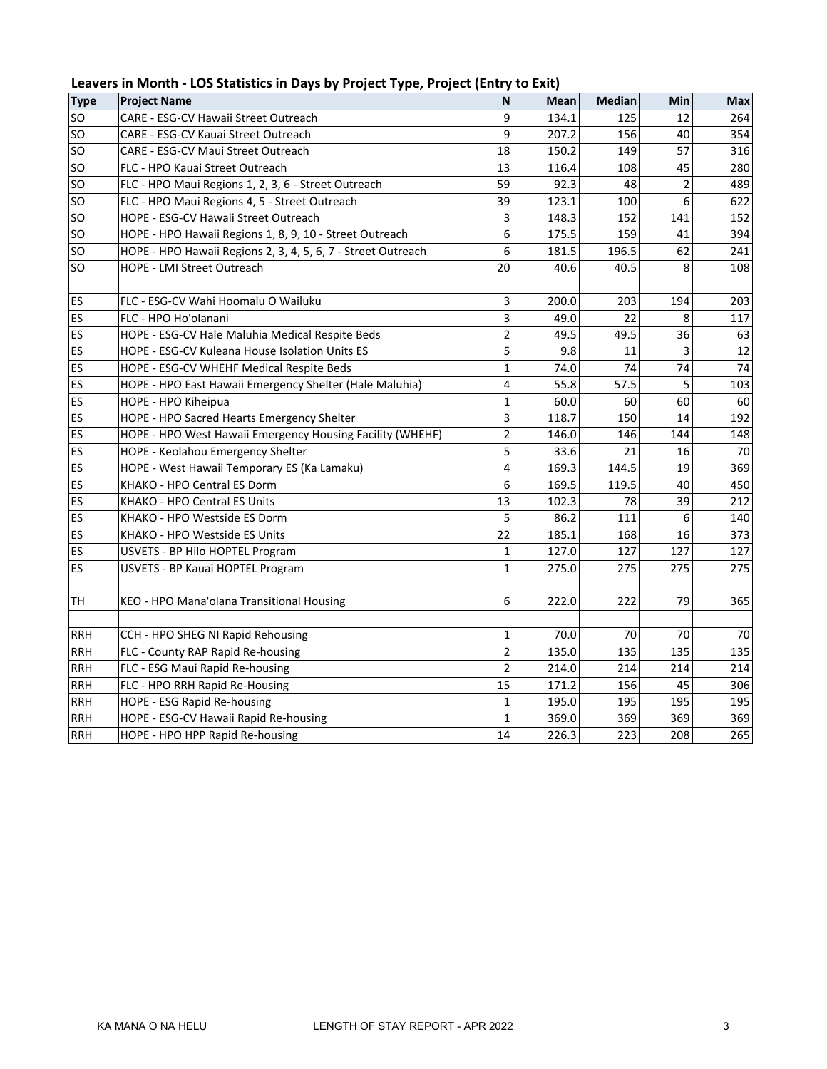## Leavers in Month - LOS Statistics in Days by Project Type, Project (Entry to Exit)

| Type | Project Name | N | Mean | Median | Min | Max |
|---|---|---|---|---|---|---|
| SO | CARE - ESG-CV Hawaii Street Outreach | 9 | 134.1 | 125 | 12 | 264 |
| SO | CARE - ESG-CV Kauai Street Outreach | 9 | 207.2 | 156 | 40 | 354 |
| SO | CARE - ESG-CV Maui Street Outreach | 18 | 150.2 | 149 | 57 | 316 |
| SO | FLC - HPO Kauai Street Outreach | 13 | 116.4 | 108 | 45 | 280 |
| SO | FLC - HPO Maui Regions 1, 2, 3, 6 - Street Outreach | 59 | 92.3 | 48 | 2 | 489 |
| SO | FLC - HPO Maui Regions 4, 5 - Street Outreach | 39 | 123.1 | 100 | 6 | 622 |
| SO | HOPE - ESG-CV Hawaii Street Outreach | 3 | 148.3 | 152 | 141 | 152 |
| SO | HOPE - HPO Hawaii Regions 1, 8, 9, 10 - Street Outreach | 6 | 175.5 | 159 | 41 | 394 |
| SO | HOPE - HPO Hawaii Regions 2, 3, 4, 5, 6, 7 - Street Outreach | 6 | 181.5 | 196.5 | 62 | 241 |
| SO | HOPE - LMI Street Outreach | 20 | 40.6 | 40.5 | 8 | 108 |
| | | | | | | |
| ES | FLC - ESG-CV Wahi Hoomalu O Wailuku | 3 | 200.0 | 203 | 194 | 203 |
| ES | FLC - HPO Ho'olanani | 3 | 49.0 | 22 | 8 | 117 |
| ES | HOPE - ESG-CV Hale Maluhia Medical Respite Beds | 2 | 49.5 | 49.5 | 36 | 63 |
| ES | HOPE - ESG-CV Kuleana House Isolation Units ES | 5 | 9.8 | 11 | 3 | 12 |
| ES | HOPE - ESG-CV WHEHF Medical Respite Beds | 1 | 74.0 | 74 | 74 | 74 |
| ES | HOPE - HPO East Hawaii Emergency Shelter (Hale Maluhia) | 4 | 55.8 | 57.5 | 5 | 103 |
| ES | HOPE - HPO Kiheipua | 1 | 60.0 | 60 | 60 | 60 |
| ES | HOPE - HPO Sacred Hearts Emergency Shelter | 3 | 118.7 | 150 | 14 | 192 |
| ES | HOPE - HPO West Hawaii Emergency Housing Facility (WHEHF) | 2 | 146.0 | 146 | 144 | 148 |
| ES | HOPE - Keolahou Emergency Shelter | 5 | 33.6 | 21 | 16 | 70 |
| ES | HOPE - West Hawaii Temporary ES (Ka Lamaku) | 4 | 169.3 | 144.5 | 19 | 369 |
| ES | KHAKO - HPO Central ES Dorm | 6 | 169.5 | 119.5 | 40 | 450 |
| ES | KHAKO - HPO Central ES Units | 13 | 102.3 | 78 | 39 | 212 |
| ES | KHAKO - HPO Westside ES Dorm | 5 | 86.2 | 111 | 6 | 140 |
| ES | KHAKO - HPO Westside ES Units | 22 | 185.1 | 168 | 16 | 373 |
| ES | USVETS - BP Hilo HOPTEL Program | 1 | 127.0 | 127 | 127 | 127 |
| ES | USVETS - BP Kauai HOPTEL Program | 1 | 275.0 | 275 | 275 | 275 |
| | | | | | | |
| TH | KEO - HPO Mana'olana Transitional Housing | 6 | 222.0 | 222 | 79 | 365 |
| | | | | | | |
| RRH | CCH - HPO SHEG NI Rapid Rehousing | 1 | 70.0 | 70 | 70 | 70 |
| RRH | FLC - County RAP Rapid Re-housing | 2 | 135.0 | 135 | 135 | 135 |
| RRH | FLC - ESG Maui Rapid Re-housing | 2 | 214.0 | 214 | 214 | 214 |
| RRH | FLC - HPO RRH Rapid Re-Housing | 15 | 171.2 | 156 | 45 | 306 |
| RRH | HOPE - ESG Rapid Re-housing | 1 | 195.0 | 195 | 195 | 195 |
| RRH | HOPE - ESG-CV Hawaii Rapid Re-housing | 1 | 369.0 | 369 | 369 | 369 |
| RRH | HOPE - HPO HPP Rapid Re-housing | 14 | 226.3 | 223 | 208 | 265 |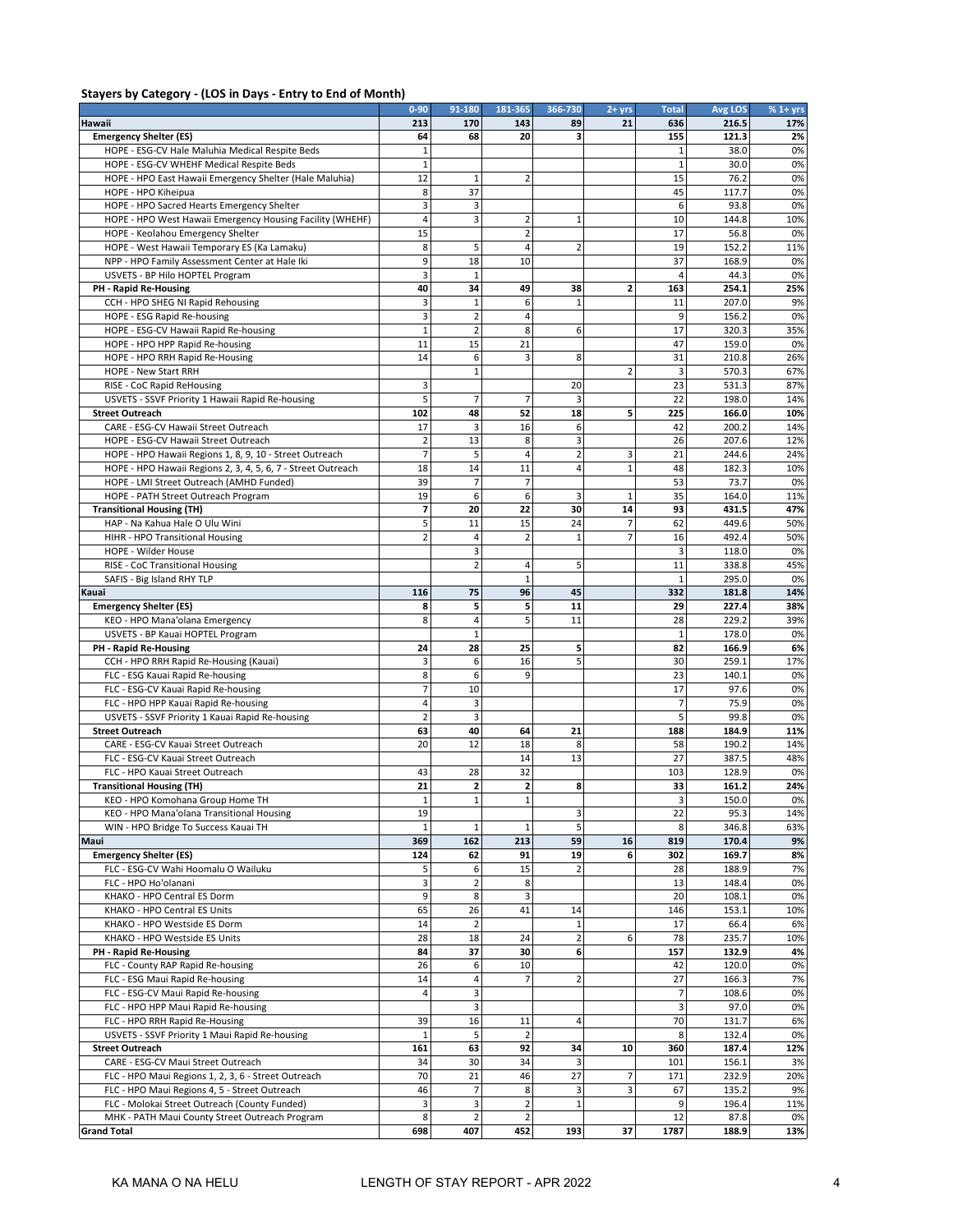**Stayers by Category - (LOS in Days - Entry to End of Month)**

| | 0-90 | 91-180 | 181-365 | 366-730 | 2+ yrs | Total | Avg LOS | % 1+ yrs |
|---|---|---|---|---|---|---|---|---|
| **Hawaii** | **213** | **170** | **143** | **89** | **21** | **636** | **216.5** | **17%** |
| **Emergency Shelter (ES)** | **64** | **68** | **20** | **3** | | **155** | **121.3** | **2%** |
| HOPE - ESG-CV Hale Maluhia Medical Respite Beds | 1 | | | | | 1 | 38.0 | 0% |
| HOPE - ESG-CV WHEHF Medical Respite Beds | 1 | | | | | 1 | 30.0 | 0% |
| HOPE - HPO East Hawaii Emergency Shelter (Hale Maluhia) | 12 | 1 | 2 | | | 15 | 76.2 | 0% |
| HOPE - HPO Kiheipua | 8 | 37 | | | | 45 | 117.7 | 0% |
| HOPE - HPO Sacred Hearts Emergency Shelter | 3 | 3 | | | | 6 | 93.8 | 0% |
| HOPE - HPO West Hawaii Emergency Housing Facility (WHEHF) | 4 | 3 | 2 | 1 | | 10 | 144.8 | 10% |
| HOPE - Keolahou Emergency Shelter | 15 | | 2 | | | 17 | 56.8 | 0% |
| HOPE - West Hawaii Temporary ES (Ka Lamaku) | 8 | 5 | 4 | 2 | | 19 | 152.2 | 11% |
| NPP - HPO Family Assessment Center at Hale Iki | 9 | 18 | 10 | | | 37 | 168.9 | 0% |
| USVETS - BP Hilo HOPTEL Program | 3 | 1 | | | | 4 | 44.3 | 0% |
| **PH - Rapid Re-Housing** | **40** | **34** | **49** | **38** | **2** | **163** | **254.1** | **25%** |
| CCH - HPO SHEG NI Rapid Rehousing | 3 | 1 | 6 | 1 | | 11 | 207.0 | 9% |
| HOPE - ESG Rapid Re-housing | 3 | 2 | 4 | | | 9 | 156.2 | 0% |
| HOPE - ESG-CV Hawaii Rapid Re-housing | 1 | 2 | 8 | 6 | | 17 | 320.3 | 35% |
| HOPE - HPO HPP Rapid Re-housing | 11 | 15 | 21 | | | 47 | 159.0 | 0% |
| HOPE - HPO RRH Rapid Re-Housing | 14 | 6 | 3 | 8 | | 31 | 210.8 | 26% |
| HOPE - New Start RRH | | 1 | | | 2 | 3 | 570.3 | 67% |
| RISE - CoC Rapid ReHousing | 3 | | | 20 | | 23 | 531.3 | 87% |
| USVETS - SSVF Priority 1 Hawaii Rapid Re-housing | 5 | 7 | 7 | 3 | | 22 | 198.0 | 14% |
| **Street Outreach** | **102** | **48** | **52** | **18** | **5** | **225** | **166.0** | **10%** |
| CARE - ESG-CV Hawaii Street Outreach | 17 | 3 | 16 | 6 | | 42 | 200.2 | 14% |
| HOPE - ESG-CV Hawaii Street Outreach | 2 | 13 | 8 | 3 | | 26 | 207.6 | 12% |
| HOPE - HPO Hawaii Regions 1, 8, 9, 10 - Street Outreach | 7 | 5 | 4 | 2 | 3 | 21 | 244.6 | 24% |
| HOPE - HPO Hawaii Regions 2, 3, 4, 5, 6, 7 - Street Outreach | 18 | 14 | 11 | 4 | 1 | 48 | 182.3 | 10% |
| HOPE - LMI Street Outreach (AMHD Funded) | 39 | 7 | 7 | | | 53 | 73.7 | 0% |
| HOPE - PATH Street Outreach Program | 19 | 6 | 6 | 3 | 1 | 35 | 164.0 | 11% |
| **Transitional Housing (TH)** | **7** | **20** | **22** | **30** | **14** | **93** | **431.5** | **47%** |
| HAP - Na Kahua Hale O Ulu Wini | 5 | 11 | 15 | 24 | 7 | 62 | 449.6 | 50% |
| HIHR - HPO Transitional Housing | 2 | 4 | 2 | 1 | 7 | 16 | 492.4 | 50% |
| HOPE - Wilder House | | 3 | | | | 3 | 118.0 | 0% |
| RISE - CoC Transitional Housing | | 2 | 4 | 5 | | 11 | 338.8 | 45% |
| SAFIS - Big Island RHY TLP | | | 1 | | | 1 | 295.0 | 0% |
| **Kauai** | **116** | **75** | **96** | **45** | | **332** | **181.8** | **14%** |
| **Emergency Shelter (ES)** | **8** | **5** | **5** | **11** | | **29** | **227.4** | **38%** |
| KEO - HPO Mana'olana Emergency | 8 | 4 | 5 | 11 | | 28 | 229.2 | 39% |
| USVETS - BP Kauai HOPTEL Program | | 1 | | | | 1 | 178.0 | 0% |
| **PH - Rapid Re-Housing** | **24** | **28** | **25** | **5** | | **82** | **166.9** | **6%** |
| CCH - HPO RRH Rapid Re-Housing (Kauai) | 3 | 6 | 16 | 5 | | 30 | 259.1 | 17% |
| FLC - ESG Kauai Rapid Re-housing | 8 | 6 | 9 | | | 23 | 140.1 | 0% |
| FLC - ESG-CV Kauai Rapid Re-housing | 7 | 10 | | | | 17 | 97.6 | 0% |
| FLC - HPO HPP Kauai Rapid Re-housing | 4 | 3 | | | | 7 | 75.9 | 0% |
| USVETS - SSVF Priority 1 Kauai Rapid Re-housing | 2 | 3 | | | | 5 | 99.8 | 0% |
| **Street Outreach** | **63** | **40** | **64** | **21** | | **188** | **184.9** | **11%** |
| CARE - ESG-CV Kauai Street Outreach | 20 | 12 | 18 | 8 | | 58 | 190.2 | 14% |
| FLC - ESG-CV Kauai Street Outreach | | | 14 | 13 | | 27 | 387.5 | 48% |
| FLC - HPO Kauai Street Outreach | 43 | 28 | 32 | | | 103 | 128.9 | 0% |
| **Transitional Housing (TH)** | **21** | **2** | **2** | **8** | | **33** | **161.2** | **24%** |
| KEO - HPO Komohana Group Home TH | 1 | 1 | 1 | | | 3 | 150.0 | 0% |
| KEO - HPO Mana'olana Transitional Housing | 19 | | | 3 | | 22 | 95.3 | 14% |
| WIN - HPO Bridge To Success Kauai TH | 1 | 1 | 1 | 5 | | 8 | 346.8 | 63% |
| **Maui** | **369** | **162** | **213** | **59** | **16** | **819** | **170.4** | **9%** |
| **Emergency Shelter (ES)** | **124** | **62** | **91** | **19** | **6** | **302** | **169.7** | **8%** |
| FLC - ESG-CV Wahi Hoomalu O Wailuku | 5 | 6 | 15 | 2 | | 28 | 188.9 | 7% |
| FLC - HPO Ho'olanani | 3 | 2 | 8 | | | 13 | 148.4 | 0% |
| KHAKO - HPO Central ES Dorm | 9 | 8 | 3 | | | 20 | 108.1 | 0% |
| KHAKO - HPO Central ES Units | 65 | 26 | 41 | 14 | | 146 | 153.1 | 10% |
| KHAKO - HPO Westside ES Dorm | 14 | 2 | | 1 | | 17 | 66.4 | 6% |
| KHAKO - HPO Westside ES Units | 28 | 18 | 24 | 2 | 6 | 78 | 235.7 | 10% |
| **PH - Rapid Re-Housing** | **84** | **37** | **30** | **6** | | **157** | **132.9** | **4%** |
| FLC - County RAP Rapid Re-housing | 26 | 6 | 10 | | | 42 | 120.0 | 0% |
| FLC - ESG Maui Rapid Re-housing | 14 | 4 | 7 | 2 | | 27 | 166.3 | 7% |
| FLC - ESG-CV Maui Rapid Re-housing | 4 | 3 | | | | 7 | 108.6 | 0% |
| FLC - HPO HPP Maui Rapid Re-housing | | 3 | | | | 3 | 97.0 | 0% |
| FLC - HPO RRH Rapid Re-Housing | 39 | 16 | 11 | 4 | | 70 | 131.7 | 6% |
| USVETS - SSVF Priority 1 Maui Rapid Re-housing | 1 | 5 | 2 | | | 8 | 132.4 | 0% |
| **Street Outreach** | **161** | **63** | **92** | **34** | **10** | **360** | **187.4** | **12%** |
| CARE - ESG-CV Maui Street Outreach | 34 | 30 | 34 | 3 | | 101 | 156.1 | 3% |
| FLC - HPO Maui Regions 1, 2, 3, 6 - Street Outreach | 70 | 21 | 46 | 27 | 7 | 171 | 232.9 | 20% |
| FLC - HPO Maui Regions 4, 5 - Street Outreach | 46 | 7 | 8 | 3 | 3 | 67 | 135.2 | 9% |
| FLC - Molokai Street Outreach (County Funded) | 3 | 3 | 2 | 1 | | 9 | 196.4 | 11% |
| MHK - PATH Maui County Street Outreach Program | 8 | 2 | 2 | | | 12 | 87.8 | 0% |
| **Grand Total** | **698** | **407** | **452** | **193** | **37** | **1787** | **188.9** | **13%** |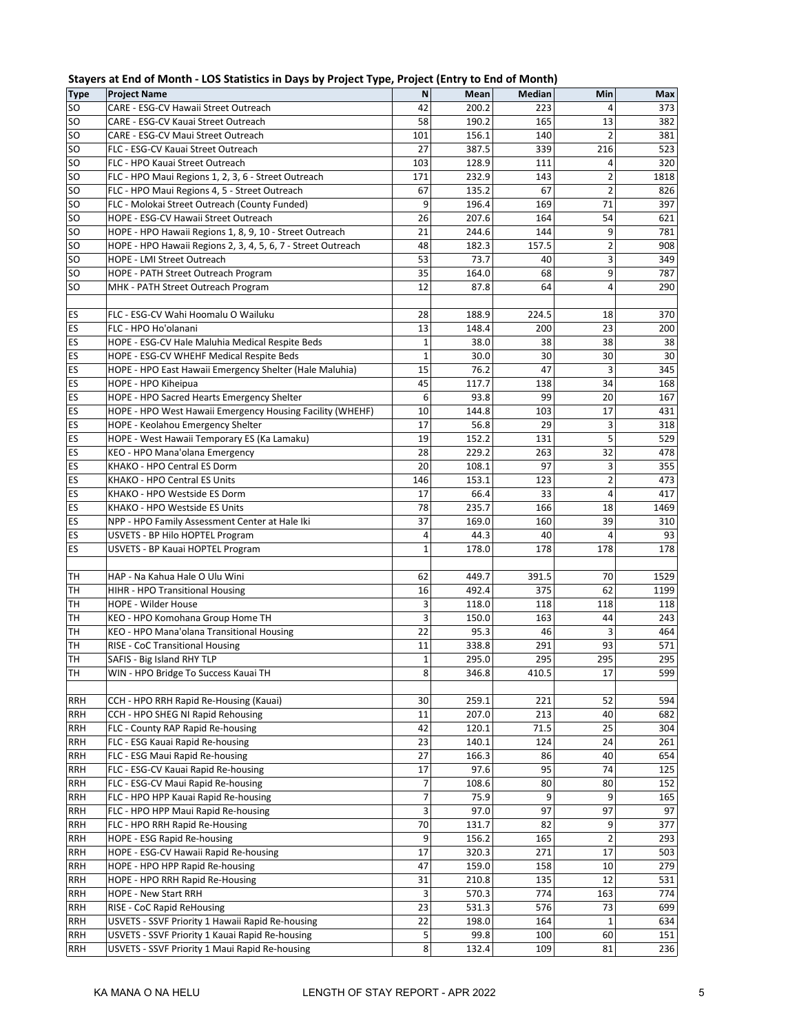**Stayers at End of Month - LOS Statistics in Days by Project Type, Project (Entry to End of Month)**

| Type | Project Name | N | Mean | Median | Min | Max |
|---|---|---|---|---|---|---|
| SO | CARE - ESG-CV Hawaii Street Outreach | 42 | 200.2 | 223 | 4 | 373 |
| SO | CARE - ESG-CV Kauai Street Outreach | 58 | 190.2 | 165 | 13 | 382 |
| SO | CARE - ESG-CV Maui Street Outreach | 101 | 156.1 | 140 | 2 | 381 |
| SO | FLC - ESG-CV Kauai Street Outreach | 27 | 387.5 | 339 | 216 | 523 |
| SO | FLC - HPO Kauai Street Outreach | 103 | 128.9 | 111 | 4 | 320 |
| SO | FLC - HPO Maui Regions 1, 2, 3, 6 - Street Outreach | 171 | 232.9 | 143 | 2 | 1818 |
| SO | FLC - HPO Maui Regions 4, 5 - Street Outreach | 67 | 135.2 | 67 | 2 | 826 |
| SO | FLC - Molokai Street Outreach (County Funded) | 9 | 196.4 | 169 | 71 | 397 |
| SO | HOPE - ESG-CV Hawaii Street Outreach | 26 | 207.6 | 164 | 54 | 621 |
| SO | HOPE - HPO Hawaii Regions 1, 8, 9, 10 - Street Outreach | 21 | 244.6 | 144 | 9 | 781 |
| SO | HOPE - HPO Hawaii Regions 2, 3, 4, 5, 6, 7 - Street Outreach | 48 | 182.3 | 157.5 | 2 | 908 |
| SO | HOPE - LMI Street Outreach | 53 | 73.7 | 40 | 3 | 349 |
| SO | HOPE - PATH Street Outreach Program | 35 | 164.0 | 68 | 9 | 787 |
| SO | MHK - PATH Street Outreach Program | 12 | 87.8 | 64 | 4 | 290 |
| | | | | | | |
| ES | FLC - ESG-CV Wahi Hoomalu O Wailuku | 28 | 188.9 | 224.5 | 18 | 370 |
| ES | FLC - HPO Ho'olanani | 13 | 148.4 | 200 | 23 | 200 |
| ES | HOPE - ESG-CV Hale Maluhia Medical Respite Beds | 1 | 38.0 | 38 | 38 | 38 |
| ES | HOPE - ESG-CV WHEHF Medical Respite Beds | 1 | 30.0 | 30 | 30 | 30 |
| ES | HOPE - HPO East Hawaii Emergency Shelter (Hale Maluhia) | 15 | 76.2 | 47 | 3 | 345 |
| ES | HOPE - HPO Kiheipua | 45 | 117.7 | 138 | 34 | 168 |
| ES | HOPE - HPO Sacred Hearts Emergency Shelter | 6 | 93.8 | 99 | 20 | 167 |
| ES | HOPE - HPO West Hawaii Emergency Housing Facility (WHEHF) | 10 | 144.8 | 103 | 17 | 431 |
| ES | HOPE - Keolahou Emergency Shelter | 17 | 56.8 | 29 | 3 | 318 |
| ES | HOPE - West Hawaii Temporary ES (Ka Lamaku) | 19 | 152.2 | 131 | 5 | 529 |
| ES | KEO - HPO Mana'olana Emergency | 28 | 229.2 | 263 | 32 | 478 |
| ES | KHAKO - HPO Central ES Dorm | 20 | 108.1 | 97 | 3 | 355 |
| ES | KHAKO - HPO Central ES Units | 146 | 153.1 | 123 | 2 | 473 |
| ES | KHAKO - HPO Westside ES Dorm | 17 | 66.4 | 33 | 4 | 417 |
| ES | KHAKO - HPO Westside ES Units | 78 | 235.7 | 166 | 18 | 1469 |
| ES | NPP - HPO Family Assessment Center at Hale Iki | 37 | 169.0 | 160 | 39 | 310 |
| ES | USVETS - BP Hilo HOPTEL Program | 4 | 44.3 | 40 | 4 | 93 |
| ES | USVETS - BP Kauai HOPTEL Program | 1 | 178.0 | 178 | 178 | 178 |
| | | | | | | |
| TH | HAP - Na Kahua Hale O Ulu Wini | 62 | 449.7 | 391.5 | 70 | 1529 |
| TH | HIHR - HPO Transitional Housing | 16 | 492.4 | 375 | 62 | 1199 |
| TH | HOPE - Wilder House | 3 | 118.0 | 118 | 118 | 118 |
| TH | KEO - HPO Komohana Group Home TH | 3 | 150.0 | 163 | 44 | 243 |
| TH | KEO - HPO Mana'olana Transitional Housing | 22 | 95.3 | 46 | 3 | 464 |
| TH | RISE - CoC Transitional Housing | 11 | 338.8 | 291 | 93 | 571 |
| TH | SAFIS - Big Island RHY TLP | 1 | 295.0 | 295 | 295 | 295 |
| TH | WIN - HPO Bridge To Success Kauai TH | 8 | 346.8 | 410.5 | 17 | 599 |
| | | | | | | |
| RRH | CCH - HPO RRH Rapid Re-Housing (Kauai) | 30 | 259.1 | 221 | 52 | 594 |
| RRH | CCH - HPO SHEG NI Rapid Rehousing | 11 | 207.0 | 213 | 40 | 682 |
| RRH | FLC - County RAP Rapid Re-housing | 42 | 120.1 | 71.5 | 25 | 304 |
| RRH | FLC - ESG Kauai Rapid Re-housing | 23 | 140.1 | 124 | 24 | 261 |
| RRH | FLC - ESG Maui Rapid Re-housing | 27 | 166.3 | 86 | 40 | 654 |
| RRH | FLC - ESG-CV Kauai Rapid Re-housing | 17 | 97.6 | 95 | 74 | 125 |
| RRH | FLC - ESG-CV Maui Rapid Re-housing | 7 | 108.6 | 80 | 80 | 152 |
| RRH | FLC - HPO HPP Kauai Rapid Re-housing | 7 | 75.9 | 9 | 9 | 165 |
| RRH | FLC - HPO HPP Maui Rapid Re-housing | 3 | 97.0 | 97 | 97 | 97 |
| RRH | FLC - HPO RRH Rapid Re-Housing | 70 | 131.7 | 82 | 9 | 377 |
| RRH | HOPE - ESG Rapid Re-housing | 9 | 156.2 | 165 | 2 | 293 |
| RRH | HOPE - ESG-CV Hawaii Rapid Re-housing | 17 | 320.3 | 271 | 17 | 503 |
| RRH | HOPE - HPO HPP Rapid Re-housing | 47 | 159.0 | 158 | 10 | 279 |
| RRH | HOPE - HPO RRH Rapid Re-Housing | 31 | 210.8 | 135 | 12 | 531 |
| RRH | HOPE - New Start RRH | 3 | 570.3 | 774 | 163 | 774 |
| RRH | RISE - CoC Rapid ReHousing | 23 | 531.3 | 576 | 73 | 699 |
| RRH | USVETS - SSVF Priority 1 Hawaii Rapid Re-housing | 22 | 198.0 | 164 | 1 | 634 |
| RRH | USVETS - SSVF Priority 1 Kauai Rapid Re-housing | 5 | 99.8 | 100 | 60 | 151 |
| RRH | USVETS - SSVF Priority 1 Maui Rapid Re-housing | 8 | 132.4 | 109 | 81 | 236 |